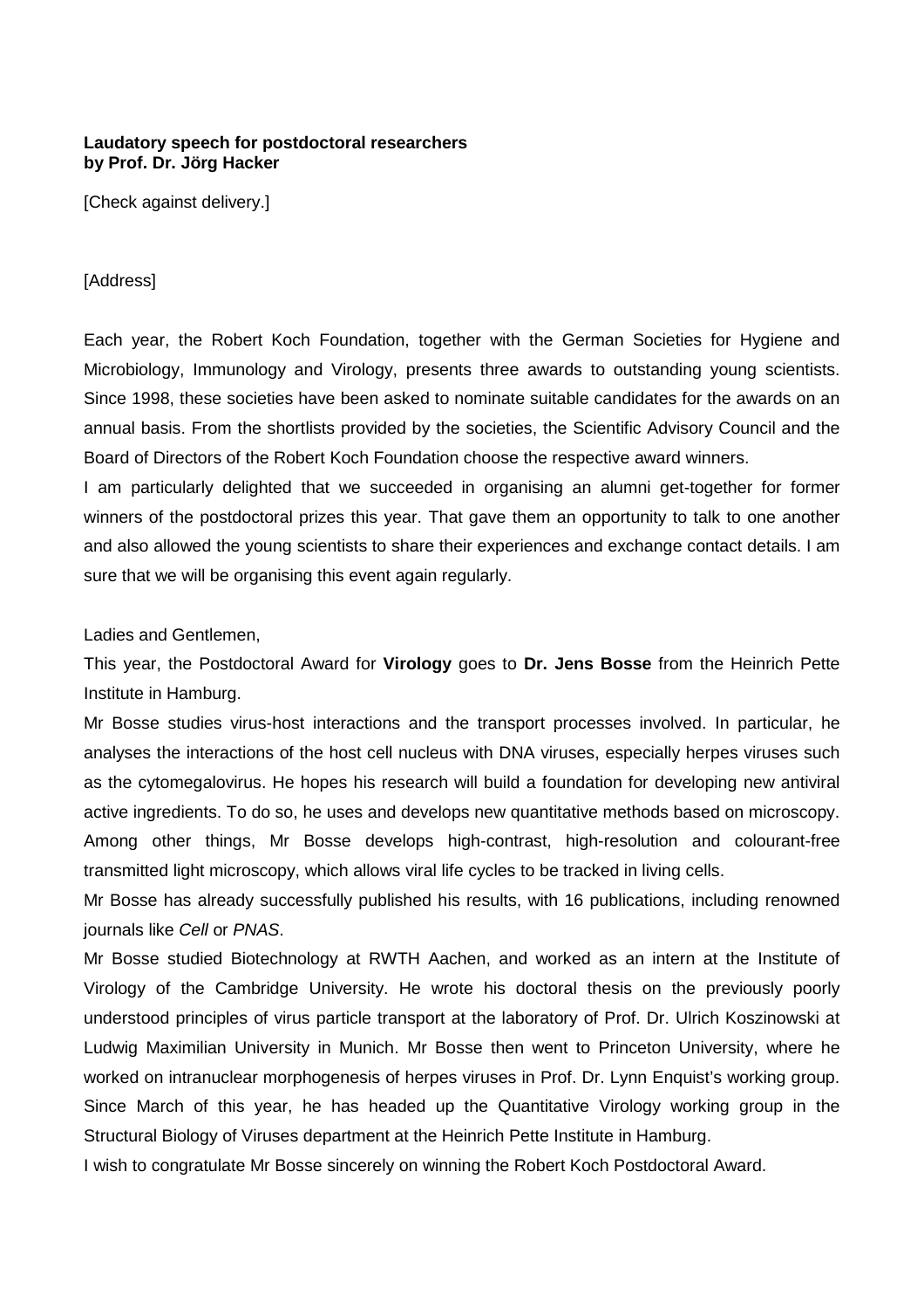**Laudatory speech for postdoctoral researchers**
**by Prof. Dr. Jörg Hacker**

[Check against delivery.]

[Address]

Each year, the Robert Koch Foundation, together with the German Societies for Hygiene and Microbiology, Immunology and Virology, presents three awards to outstanding young scientists. Since 1998, these societies have been asked to nominate suitable candidates for the awards on an annual basis. From the shortlists provided by the societies, the Scientific Advisory Council and the Board of Directors of the Robert Koch Foundation choose the respective award winners.

I am particularly delighted that we succeeded in organising an alumni get-together for former winners of the postdoctoral prizes this year. That gave them an opportunity to talk to one another and also allowed the young scientists to share their experiences and exchange contact details. I am sure that we will be organising this event again regularly.

Ladies and Gentlemen,

This year, the Postdoctoral Award for **Virology** goes to **Dr. Jens Bosse** from the Heinrich Pette Institute in Hamburg.

Mr Bosse studies virus-host interactions and the transport processes involved. In particular, he analyses the interactions of the host cell nucleus with DNA viruses, especially herpes viruses such as the cytomegalovirus. He hopes his research will build a foundation for developing new antiviral active ingredients. To do so, he uses and develops new quantitative methods based on microscopy. Among other things, Mr Bosse develops high-contrast, high-resolution and colourant-free transmitted light microscopy, which allows viral life cycles to be tracked in living cells.

Mr Bosse has already successfully published his results, with 16 publications, including renowned journals like *Cell* or *PNAS*.

Mr Bosse studied Biotechnology at RWTH Aachen, and worked as an intern at the Institute of Virology of the Cambridge University. He wrote his doctoral thesis on the previously poorly understood principles of virus particle transport at the laboratory of Prof. Dr. Ulrich Koszinowski at Ludwig Maximilian University in Munich. Mr Bosse then went to Princeton University, where he worked on intranuclear morphogenesis of herpes viruses in Prof. Dr. Lynn Enquist's working group. Since March of this year, he has headed up the Quantitative Virology working group in the Structural Biology of Viruses department at the Heinrich Pette Institute in Hamburg.

I wish to congratulate Mr Bosse sincerely on winning the Robert Koch Postdoctoral Award.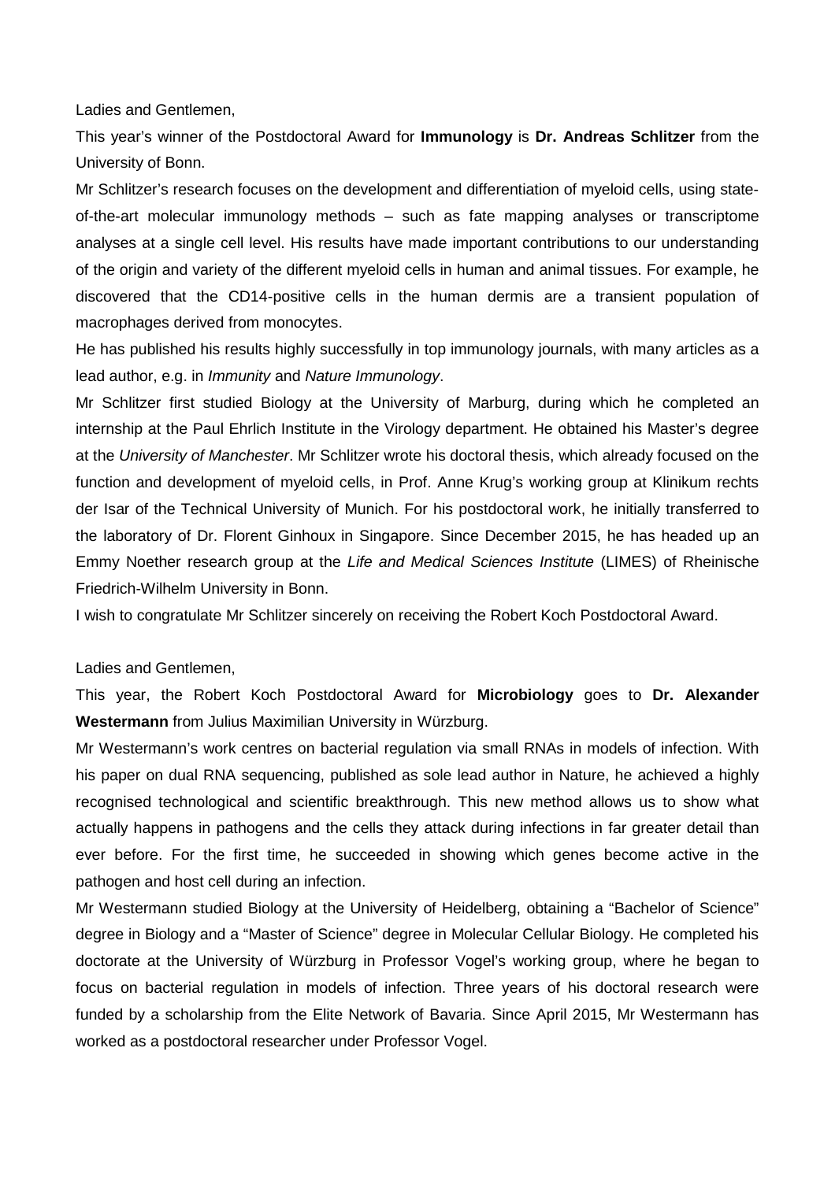Ladies and Gentlemen,

This year's winner of the Postdoctoral Award for **Immunology** is **Dr. Andreas Schlitzer** from the University of Bonn.

Mr Schlitzer's research focuses on the development and differentiation of myeloid cells, using state-of-the-art molecular immunology methods – such as fate mapping analyses or transcriptome analyses at a single cell level. His results have made important contributions to our understanding of the origin and variety of the different myeloid cells in human and animal tissues. For example, he discovered that the CD14-positive cells in the human dermis are a transient population of macrophages derived from monocytes.

He has published his results highly successfully in top immunology journals, with many articles as a lead author, e.g. in *Immunity* and *Nature Immunology*.

Mr Schlitzer first studied Biology at the University of Marburg, during which he completed an internship at the Paul Ehrlich Institute in the Virology department. He obtained his Master's degree at the *University of Manchester*. Mr Schlitzer wrote his doctoral thesis, which already focused on the function and development of myeloid cells, in Prof. Anne Krug's working group at Klinikum rechts der Isar of the Technical University of Munich. For his postdoctoral work, he initially transferred to the laboratory of Dr. Florent Ginhoux in Singapore. Since December 2015, he has headed up an Emmy Noether research group at the *Life and Medical Sciences Institute* (LIMES) of Rheinische Friedrich-Wilhelm University in Bonn.

I wish to congratulate Mr Schlitzer sincerely on receiving the Robert Koch Postdoctoral Award.

Ladies and Gentlemen,

This year, the Robert Koch Postdoctoral Award for **Microbiology** goes to **Dr. Alexander Westermann** from Julius Maximilian University in Würzburg.

Mr Westermann's work centres on bacterial regulation via small RNAs in models of infection. With his paper on dual RNA sequencing, published as sole lead author in Nature, he achieved a highly recognised technological and scientific breakthrough. This new method allows us to show what actually happens in pathogens and the cells they attack during infections in far greater detail than ever before. For the first time, he succeeded in showing which genes become active in the pathogen and host cell during an infection.

Mr Westermann studied Biology at the University of Heidelberg, obtaining a "Bachelor of Science" degree in Biology and a "Master of Science" degree in Molecular Cellular Biology. He completed his doctorate at the University of Würzburg in Professor Vogel's working group, where he began to focus on bacterial regulation in models of infection. Three years of his doctoral research were funded by a scholarship from the Elite Network of Bavaria. Since April 2015, Mr Westermann has worked as a postdoctoral researcher under Professor Vogel.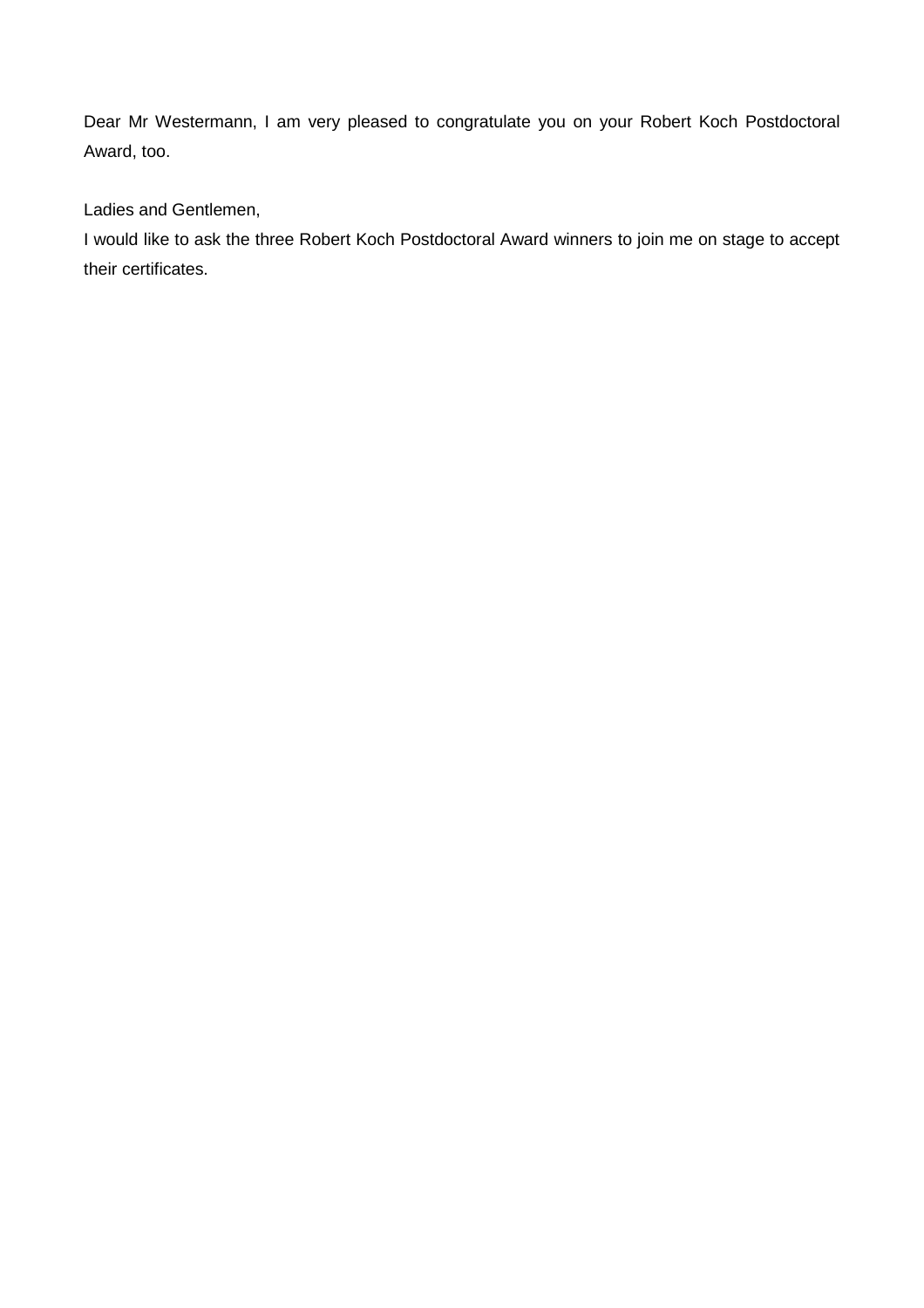Dear Mr Westermann, I am very pleased to congratulate you on your Robert Koch Postdoctoral Award, too.

Ladies and Gentlemen,
I would like to ask the three Robert Koch Postdoctoral Award winners to join me on stage to accept their certificates.